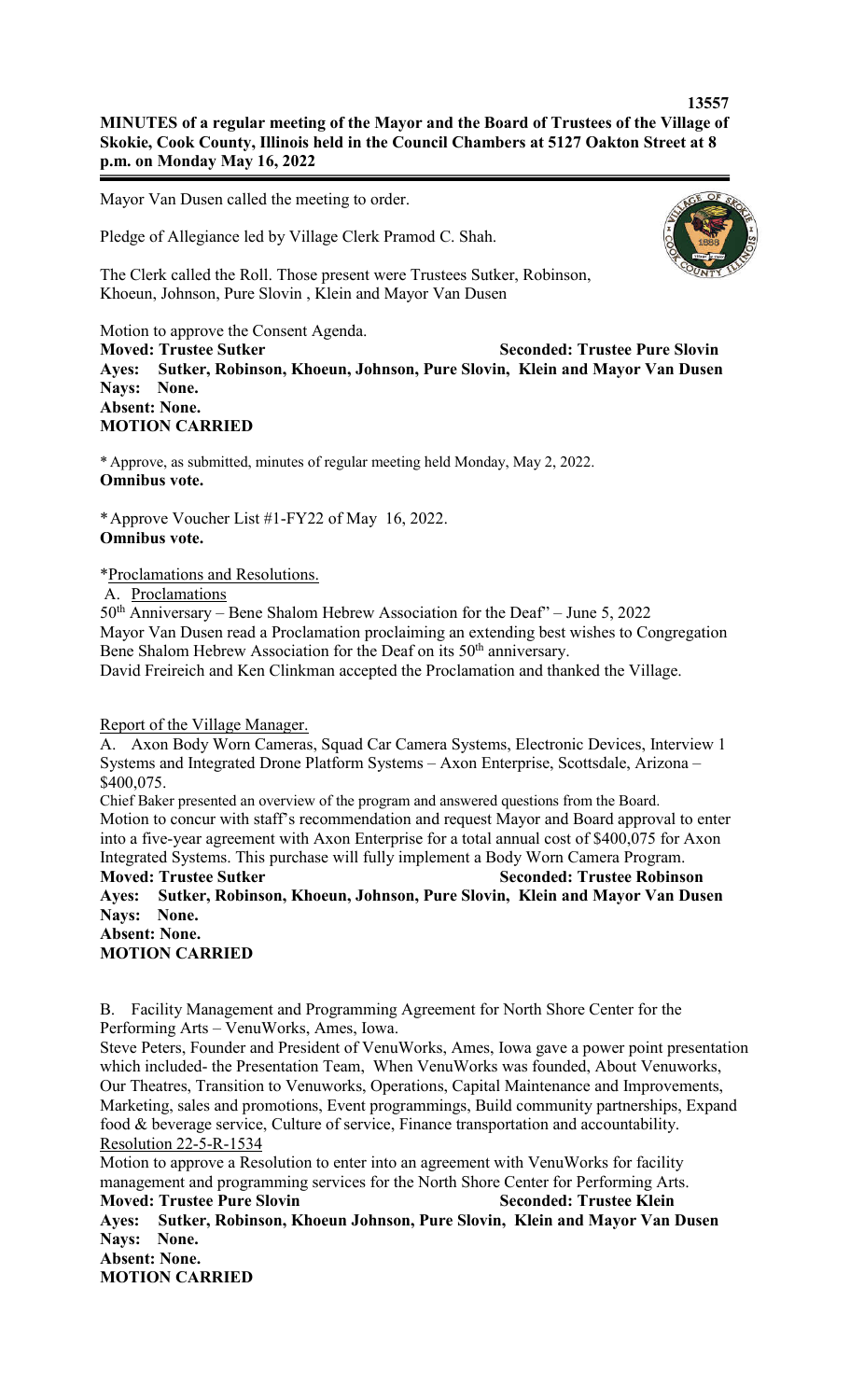**MINUTES of a regular meeting of the Mayor and the Board of Trustees of the Village of Skokie, Cook County, Illinois held in the Council Chambers at 5127 Oakton Street at 8 p.m. on Monday May 16, 2022**

Mayor Van Dusen called the meeting to order.

Pledge of Allegiance led by Village Clerk Pramod C. Shah.

The Clerk called the Roll. Those present were Trustees Sutker, Robinson, Khoeun, Johnson, Pure Slovin , Klein and Mayor Van Dusen

Motion to approve the Consent Agenda.
**Moved: Trustee Sutker** **Seconded: Trustee Pure Slovin**
**Ayes: Sutker, Robinson, Khoeun, Johnson, Pure Slovin, Klein and Mayor Van Dusen**
**Nays: None.**
**Absent: None.**
**MOTION CARRIED**

\* Approve, as submitted, minutes of regular meeting held Monday, May 2, 2022.
**Omnibus vote.**

\* Approve Voucher List #1-FY22 of May 16, 2022.
**Omnibus vote.**

\*Proclamations and Resolutions.

A. Proclamations

50th Anniversary – Bene Shalom Hebrew Association for the Deaf" – June 5, 2022
Mayor Van Dusen read a Proclamation proclaiming an extending best wishes to Congregation Bene Shalom Hebrew Association for the Deaf on its 50th anniversary.
David Freireich and Ken Clinkman accepted the Proclamation and thanked the Village.

Report of the Village Manager.

A. Axon Body Worn Cameras, Squad Car Camera Systems, Electronic Devices, Interview 1 Systems and Integrated Drone Platform Systems – Axon Enterprise, Scottsdale, Arizona – $400,075.

Chief Baker presented an overview of the program and answered questions from the Board.
Motion to concur with staff's recommendation and request Mayor and Board approval to enter into a five-year agreement with Axon Enterprise for a total annual cost of $400,075 for Axon Integrated Systems. This purchase will fully implement a Body Worn Camera Program.
**Moved: Trustee Sutker** **Seconded: Trustee Robinson**
**Ayes: Sutker, Robinson, Khoeun, Johnson, Pure Slovin, Klein and Mayor Van Dusen**
**Nays: None.**
**Absent: None.**
**MOTION CARRIED**

B. Facility Management and Programming Agreement for North Shore Center for the Performing Arts – VenuWorks, Ames, Iowa.

Steve Peters, Founder and President of VenuWorks, Ames, Iowa gave a power point presentation which included- the Presentation Team, When VenuWorks was founded, About Venuworks, Our Theatres, Transition to Venuworks, Operations, Capital Maintenance and Improvements, Marketing, sales and promotions, Event programmings, Build community partnerships, Expand food & beverage service, Culture of service, Finance transportation and accountability.

Resolution 22-5-R-1534

Motion to approve a Resolution to enter into an agreement with VenuWorks for facility management and programming services for the North Shore Center for Performing Arts.
**Moved: Trustee Pure Slovin** **Seconded: Trustee Klein**
**Ayes: Sutker, Robinson, Khoeun Johnson, Pure Slovin, Klein and Mayor Van Dusen**
**Nays: None.**
**Absent: None.**
**MOTION CARRIED**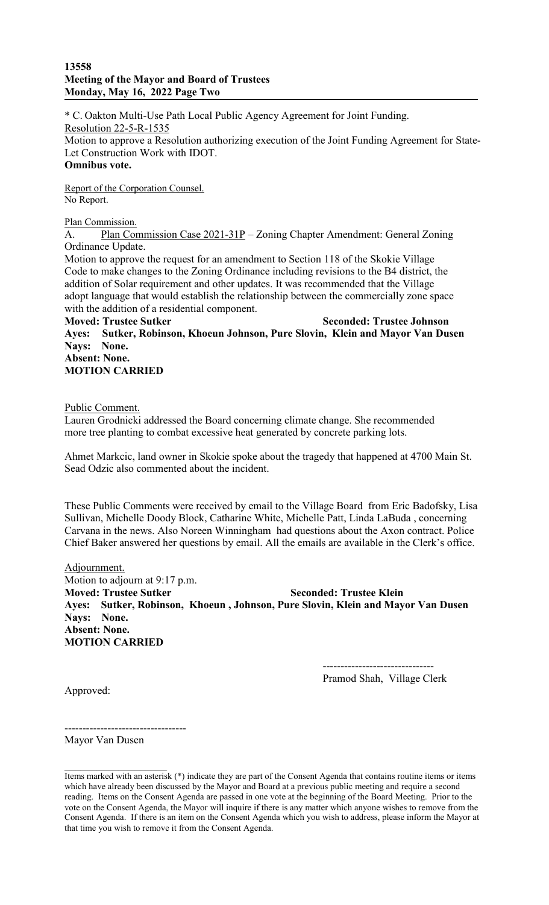**13558**
**Meeting of the Mayor and Board of Trustees**
**Monday, May 16, 2022 Page Two**

* C. Oakton Multi-Use Path Local Public Agency Agreement for Joint Funding.
Resolution 22-5-R-1535
Motion to approve a Resolution authorizing execution of the Joint Funding Agreement for State-Let Construction Work with IDOT.
**Omnibus vote.**

Report of the Corporation Counsel.
No Report.

Plan Commission.
A. Plan Commission Case 2021-31P – Zoning Chapter Amendment: General Zoning Ordinance Update.
Motion to approve the request for an amendment to Section 118 of the Skokie Village Code to make changes to the Zoning Ordinance including revisions to the B4 district, the addition of Solar requirement and other updates. It was recommended that the Village adopt language that would establish the relationship between the commercially zone space with the addition of a residential component.
**Moved: Trustee Sutker Seconded: Trustee Johnson**
**Ayes: Sutker, Robinson, Khoeun Johnson, Pure Slovin, Klein and Mayor Van Dusen**
**Nays: None.**
**Absent: None.**
**MOTION CARRIED**

Public Comment.
Lauren Grodnicki addressed the Board concerning climate change. She recommended more tree planting to combat excessive heat generated by concrete parking lots.

Ahmet Markcic, land owner in Skokie spoke about the tragedy that happened at 4700 Main St. Sead Odzic also commented about the incident.

These Public Comments were received by email to the Village Board from Eric Badofsky, Lisa Sullivan, Michelle Doody Block, Catharine White, Michelle Patt, Linda LaBuda , concerning Carvana in the news. Also Noreen Winningham had questions about the Axon contract. Police Chief Baker answered her questions by email. All the emails are available in the Clerk's office.

Adjournment.
Motion to adjourn at 9:17 p.m.
**Moved: Trustee Sutker Seconded: Trustee Klein**
**Ayes: Sutker, Robinson, Khoeun , Johnson, Pure Slovin, Klein and Mayor Van Dusen**
**Nays: None.**
**Absent: None.**
**MOTION CARRIED**

-------------------------------
Pramod Shah, Village Clerk

Approved:

----------------------------------
Mayor Van Dusen

Items marked with an asterisk (*) indicate they are part of the Consent Agenda that contains routine items or items which have already been discussed by the Mayor and Board at a previous public meeting and require a second reading. Items on the Consent Agenda are passed in one vote at the beginning of the Board Meeting. Prior to the vote on the Consent Agenda, the Mayor will inquire if there is any matter which anyone wishes to remove from the Consent Agenda. If there is an item on the Consent Agenda which you wish to address, please inform the Mayor at that time you wish to remove it from the Consent Agenda.